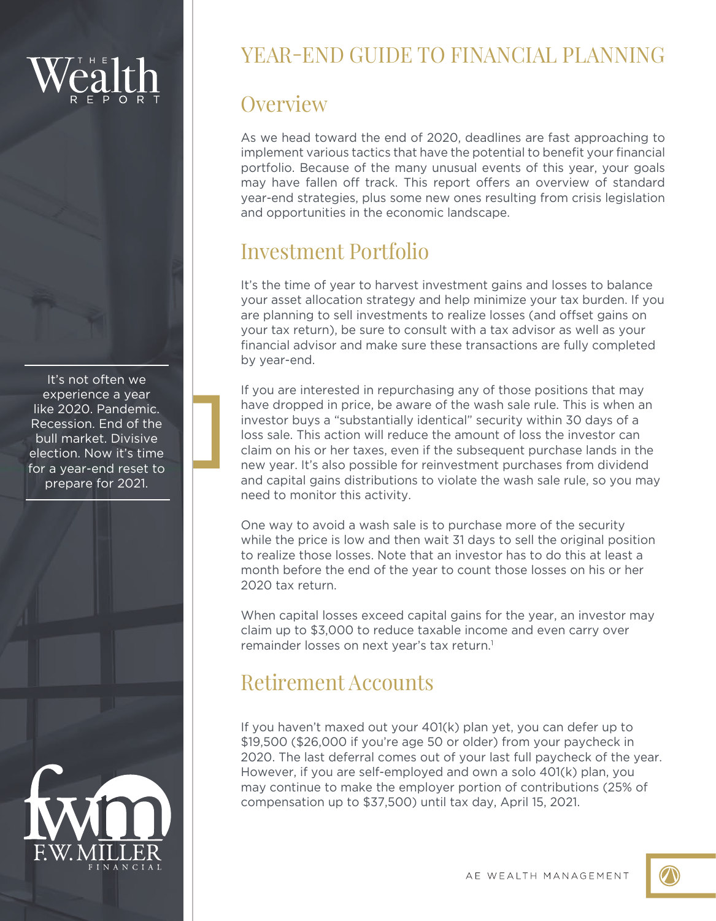# YEAR-END GUIDE TO FINANCIAL PLANNING

## Overview

As we head toward the end of 2020, deadlines are fast approaching to implement various tactics that have the potential to benefit your financial portfolio. Because of the many unusual events of this year, your goals may have fallen off track. This report offers an overview of standard year-end strategies, plus some new ones resulting from crisis legislation and opportunities in the economic landscape.

It's not often we experience a year like 2020. Pandemic. Recession. End of the bull market. Divisive election. Now it's time for a year-end reset to prepare for 2021.

## Investment Portfolio

It's the time of year to harvest investment gains and losses to balance your asset allocation strategy and help minimize your tax burden. If you are planning to sell investments to realize losses (and offset gains on your tax return), be sure to consult with a tax advisor as well as your financial advisor and make sure these transactions are fully completed by year-end.

If you are interested in repurchasing any of those positions that may have dropped in price, be aware of the wash sale rule. This is when an investor buys a "substantially identical" security within 30 days of a loss sale. This action will reduce the amount of loss the investor can claim on his or her taxes, even if the subsequent purchase lands in the new year. It's also possible for reinvestment purchases from dividend and capital gains distributions to violate the wash sale rule, so you may need to monitor this activity.

One way to avoid a wash sale is to purchase more of the security while the price is low and then wait 31 days to sell the original position to realize those losses. Note that an investor has to do this at least a month before the end of the year to count those losses on his or her 2020 tax return.

When capital losses exceed capital gains for the year, an investor may claim up to $3,000 to reduce taxable income and even carry over remainder losses on next year's tax return.[1]

## Retirement Accounts

If you haven't maxed out your 401(k) plan yet, you can defer up to $19,500 ($26,000 if you're age 50 or older) from your paycheck in 2020. The last deferral comes out of your last full paycheck of the year. However, if you are self-employed and own a solo 401(k) plan, you may continue to make the employer portion of contributions (25% of compensation up to $37,500) until tax day, April 15, 2021.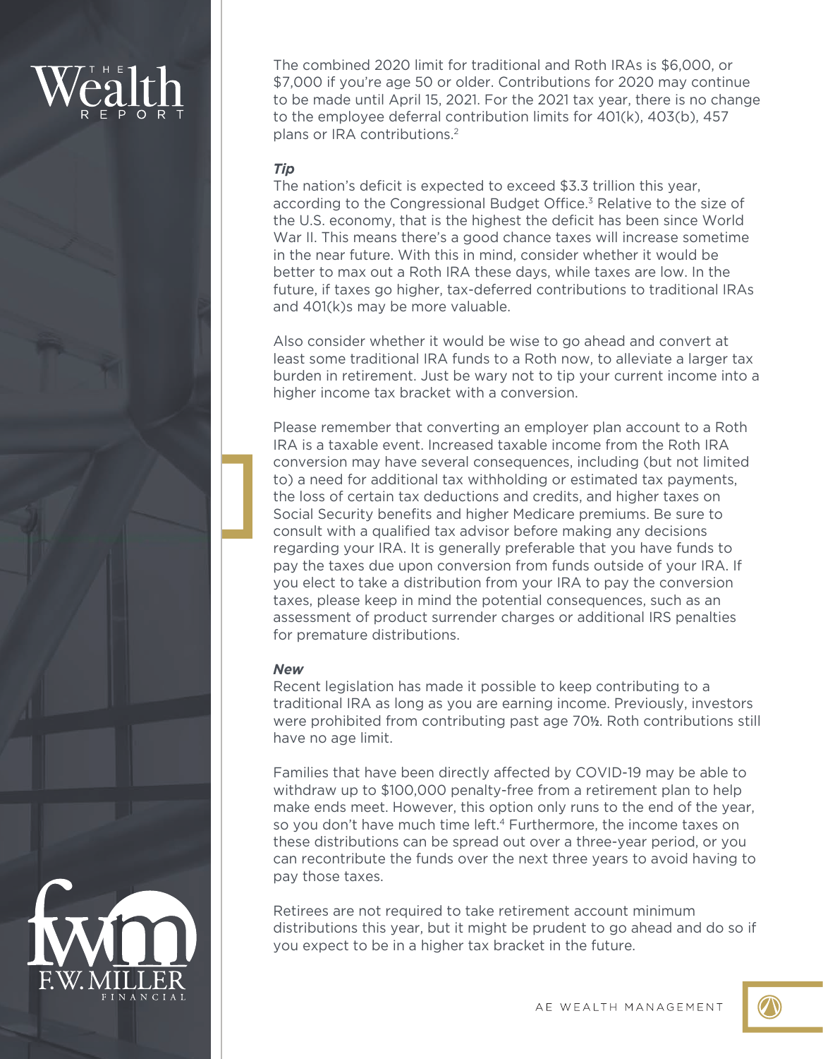The combined 2020 limit for traditional and Roth IRAs is $6,000, or $7,000 if you're age 50 or older. Contributions for 2020 may continue to be made until April 15, 2021. For the 2021 tax year, there is no change to the employee deferral contribution limits for 401(k), 403(b), 457 plans or IRA contributions.[2]

***Tip***

The nation's deficit is expected to exceed $3.3 trillion this year, according to the Congressional Budget Office.[3] Relative to the size of the U.S. economy, that is the highest the deficit has been since World War II. This means there's a good chance taxes will increase sometime in the near future. With this in mind, consider whether it would be better to max out a Roth IRA these days, while taxes are low. In the future, if taxes go higher, tax-deferred contributions to traditional IRAs and 401(k)s may be more valuable.

Also consider whether it would be wise to go ahead and convert at least some traditional IRA funds to a Roth now, to alleviate a larger tax burden in retirement. Just be wary not to tip your current income into a higher income tax bracket with a conversion.

Please remember that converting an employer plan account to a Roth IRA is a taxable event. Increased taxable income from the Roth IRA conversion may have several consequences, including (but not limited to) a need for additional tax withholding or estimated tax payments, the loss of certain tax deductions and credits, and higher taxes on Social Security benefits and higher Medicare premiums. Be sure to consult with a qualified tax advisor before making any decisions regarding your IRA. It is generally preferable that you have funds to pay the taxes due upon conversion from funds outside of your IRA. If you elect to take a distribution from your IRA to pay the conversion taxes, please keep in mind the potential consequences, such as an assessment of product surrender charges or additional IRS penalties for premature distributions.

***New***

Recent legislation has made it possible to keep contributing to a traditional IRA as long as you are earning income. Previously, investors were prohibited from contributing past age 70½. Roth contributions still have no age limit.

Families that have been directly affected by COVID-19 may be able to withdraw up to $100,000 penalty-free from a retirement plan to help make ends meet. However, this option only runs to the end of the year, so you don't have much time left.[4] Furthermore, the income taxes on these distributions can be spread out over a three-year period, or you can recontribute the funds over the next three years to avoid having to pay those taxes.

Retirees are not required to take retirement account minimum distributions this year, but it might be prudent to go ahead and do so if you expect to be in a higher tax bracket in the future.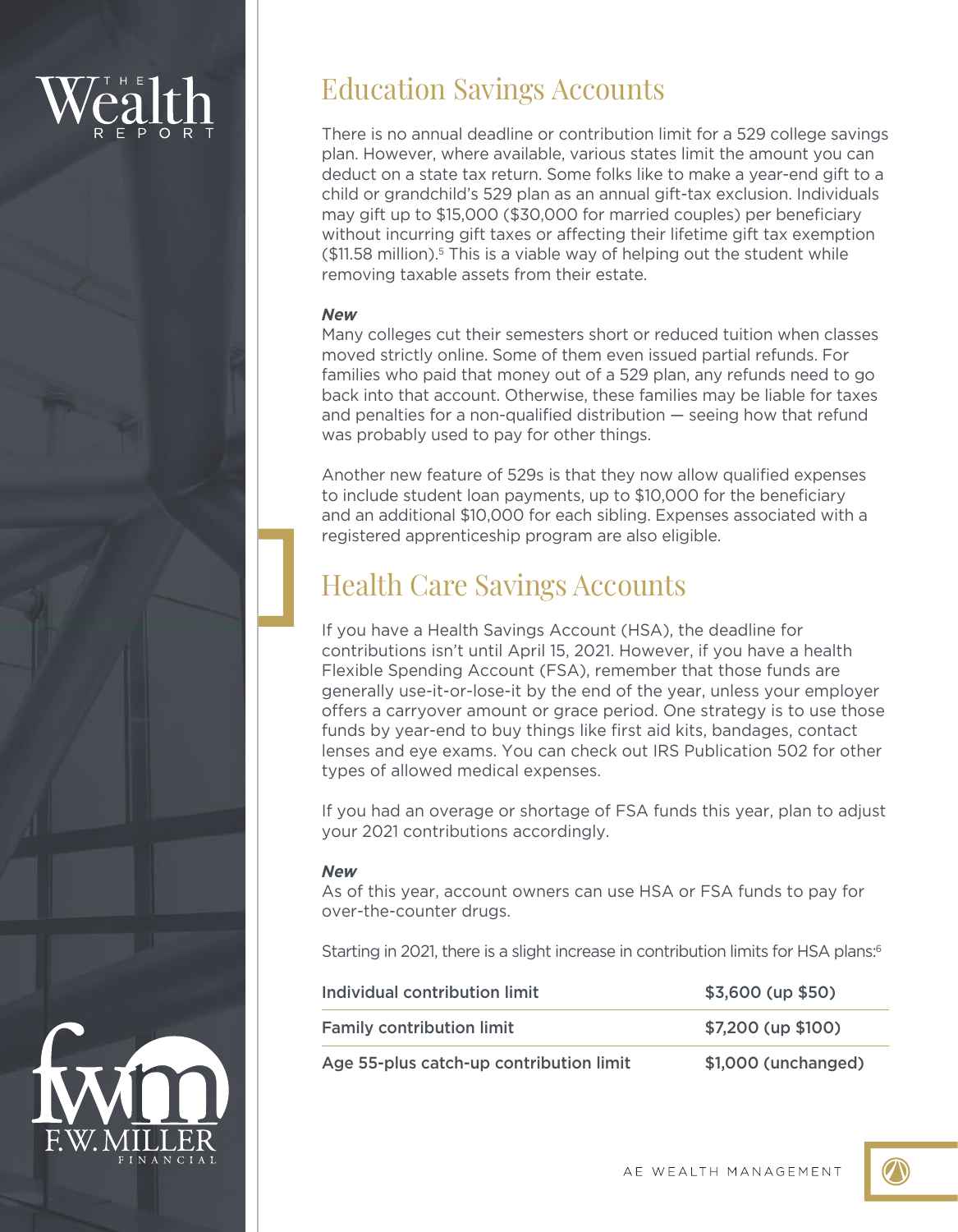## Education Savings Accounts

There is no annual deadline or contribution limit for a 529 college savings plan. However, where available, various states limit the amount you can deduct on a state tax return. Some folks like to make a year-end gift to a child or grandchild's 529 plan as an annual gift-tax exclusion. Individuals may gift up to $15,000 ($30,000 for married couples) per beneficiary without incurring gift taxes or affecting their lifetime gift tax exemption ($11.58 million).[5] This is a viable way of helping out the student while removing taxable assets from their estate.

***New***

Many colleges cut their semesters short or reduced tuition when classes moved strictly online. Some of them even issued partial refunds. For families who paid that money out of a 529 plan, any refunds need to go back into that account. Otherwise, these families may be liable for taxes and penalties for a non-qualified distribution — seeing how that refund was probably used to pay for other things.

Another new feature of 529s is that they now allow qualified expenses to include student loan payments, up to $10,000 for the beneficiary and an additional $10,000 for each sibling. Expenses associated with a registered apprenticeship program are also eligible.

## Health Care Savings Accounts

If you have a Health Savings Account (HSA), the deadline for contributions isn't until April 15, 2021. However, if you have a health Flexible Spending Account (FSA), remember that those funds are generally use-it-or-lose-it by the end of the year, unless your employer offers a carryover amount or grace period. One strategy is to use those funds by year-end to buy things like first aid kits, bandages, contact lenses and eye exams. You can check out IRS Publication 502 for other types of allowed medical expenses.

If you had an overage or shortage of FSA funds this year, plan to adjust your 2021 contributions accordingly.

***New***

As of this year, account owners can use HSA or FSA funds to pay for over-the-counter drugs.

Starting in 2021, there is a slight increase in contribution limits for HSA plans:[6]

| | |
|---|---|
| Individual contribution limit | $3,600 (up $50) |
| Family contribution limit | $7,200 (up $100) |
| Age 55-plus catch-up contribution limit | $1,000 (unchanged) |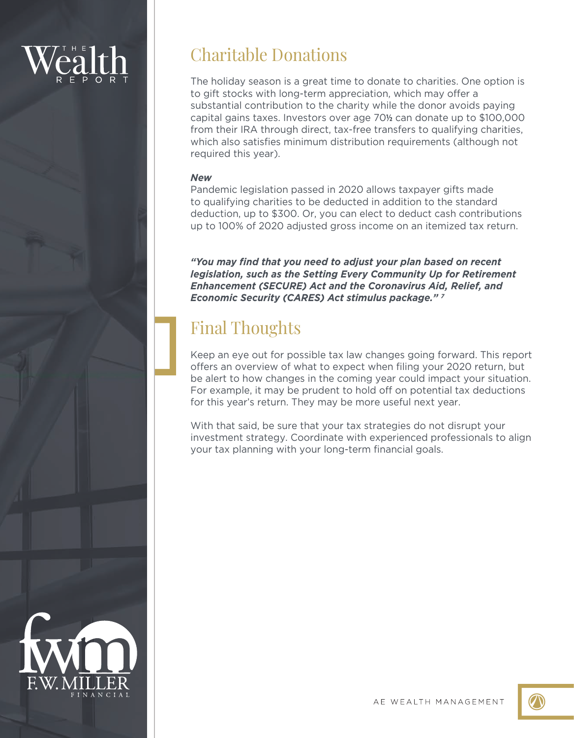## Charitable Donations

The holiday season is a great time to donate to charities. One option is to gift stocks with long-term appreciation, which may offer a substantial contribution to the charity while the donor avoids paying capital gains taxes. Investors over age 70½ can donate up to $100,000 from their IRA through direct, tax-free transfers to qualifying charities, which also satisfies minimum distribution requirements (although not required this year).

***New***

Pandemic legislation passed in 2020 allows taxpayer gifts made to qualifying charities to be deducted in addition to the standard deduction, up to $300. Or, you can elect to deduct cash contributions up to 100% of 2020 adjusted gross income on an itemized tax return.

***"You may find that you need to adjust your plan based on recent legislation, such as the Setting Every Community Up for Retirement Enhancement (SECURE) Act and the Coronavirus Aid, Relief, and Economic Security (CARES) Act stimulus package."*** [7]

## Final Thoughts

Keep an eye out for possible tax law changes going forward. This report offers an overview of what to expect when filing your 2020 return, but be alert to how changes in the coming year could impact your situation. For example, it may be prudent to hold off on potential tax deductions for this year's return. They may be more useful next year.

With that said, be sure that your tax strategies do not disrupt your investment strategy. Coordinate with experienced professionals to align your tax planning with your long-term financial goals.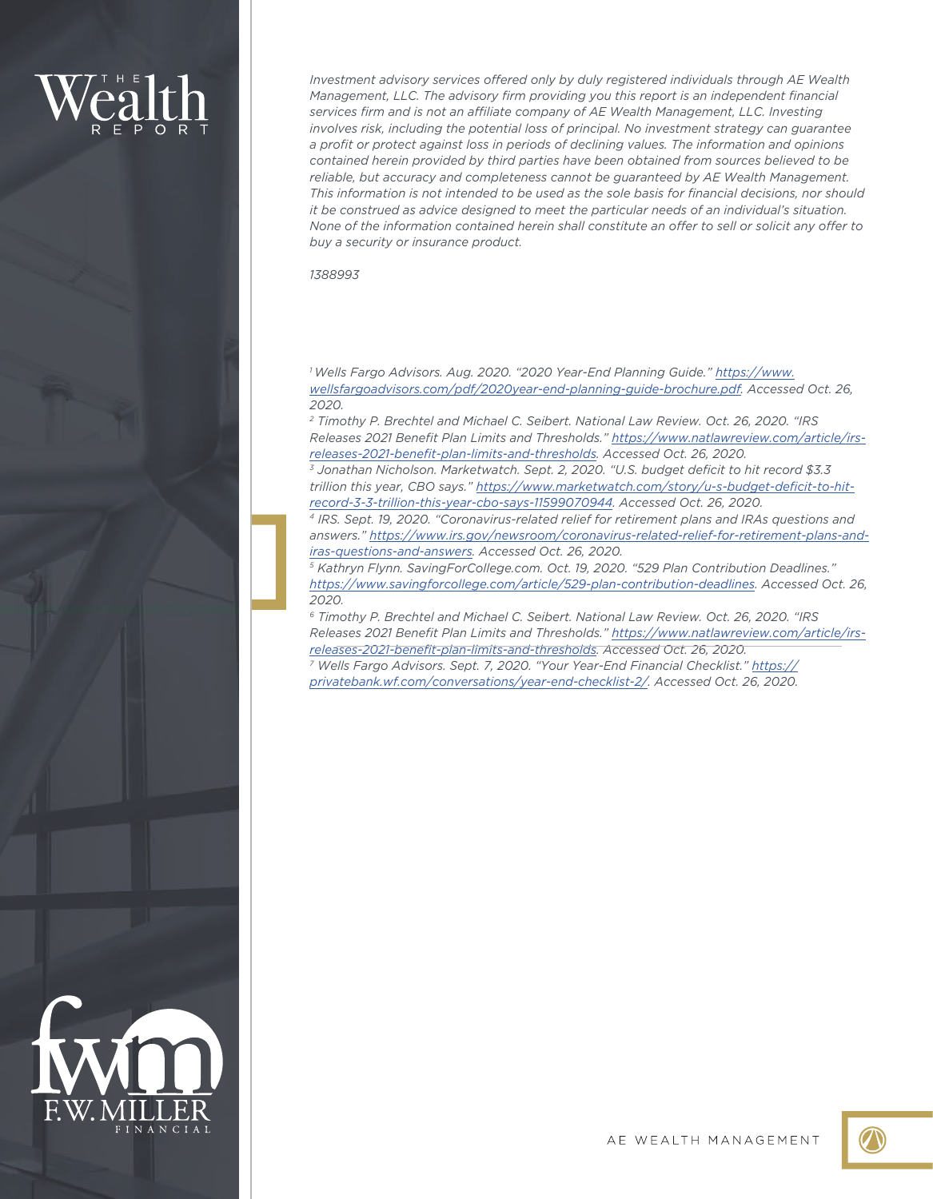*Investment advisory services offered only by duly registered individuals through AE Wealth Management, LLC. The advisory firm providing you this report is an independent financial services firm and is not an affiliate company of AE Wealth Management, LLC. Investing involves risk, including the potential loss of principal. No investment strategy can guarantee a profit or protect against loss in periods of declining values. The information and opinions contained herein provided by third parties have been obtained from sources believed to be reliable, but accuracy and completeness cannot be guaranteed by AE Wealth Management. This information is not intended to be used as the sole basis for financial decisions, nor should it be construed as advice designed to meet the particular needs of an individual's situation. None of the information contained herein shall constitute an offer to sell or solicit any offer to buy a security or insurance product.*

*1388993*

*[1] Wells Fargo Advisors. Aug. 2020. "2020 Year-End Planning Guide." https://www.wellsfargoadvisors.com/pdf/2020year-end-planning-guide-brochure.pdf. Accessed Oct. 26, 2020.*

*[2] Timothy P. Brechtel and Michael C. Seibert. National Law Review. Oct. 26, 2020. "IRS Releases 2021 Benefit Plan Limits and Thresholds." https://www.natlawreview.com/article/irs-releases-2021-benefit-plan-limits-and-thresholds. Accessed Oct. 26, 2020.*

*[3] Jonathan Nicholson. Marketwatch. Sept. 2, 2020. "U.S. budget deficit to hit record $3.3 trillion this year, CBO says." https://www.marketwatch.com/story/u-s-budget-deficit-to-hit-record-3-3-trillion-this-year-cbo-says-11599070944. Accessed Oct. 26, 2020.*

*[4] IRS. Sept. 19, 2020. "Coronavirus-related relief for retirement plans and IRAs questions and answers." https://www.irs.gov/newsroom/coronavirus-related-relief-for-retirement-plans-and-iras-questions-and-answers. Accessed Oct. 26, 2020.*

*[5] Kathryn Flynn. SavingForCollege.com. Oct. 19, 2020. "529 Plan Contribution Deadlines." https://www.savingforcollege.com/article/529-plan-contribution-deadlines. Accessed Oct. 26, 2020.*

*[6] Timothy P. Brechtel and Michael C. Seibert. National Law Review. Oct. 26, 2020. "IRS Releases 2021 Benefit Plan Limits and Thresholds." https://www.natlawreview.com/article/irs-releases-2021-benefit-plan-limits-and-thresholds. Accessed Oct. 26, 2020.*

*[7] Wells Fargo Advisors. Sept. 7, 2020. "Your Year-End Financial Checklist." https://privatebank.wf.com/conversations/year-end-checklist-2/. Accessed Oct. 26, 2020.*